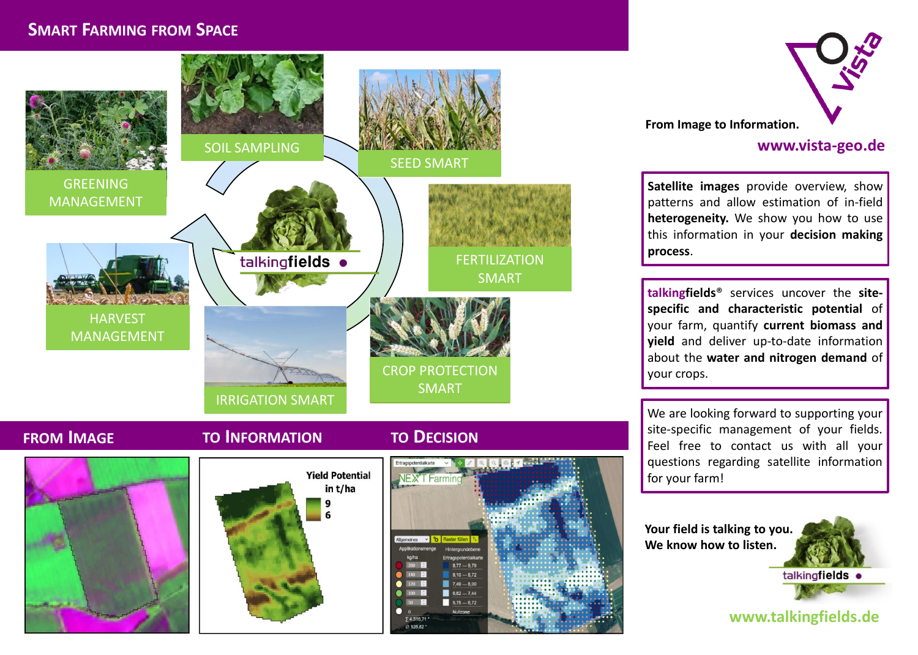# Smart Farming from Space

GREENING MANAGEMENT

SOIL SAMPLING

SEED SMART

FERTILIZATION SMART

CROP PROTECTION SMART

IRRIGATION SMART

HARVEST MANAGEMENT

talkingfields

## From Image

## To Information

Yield Potential in t/ha

9

6

## To Decision

From Image to Information.

**www.vista-geo.de**

**Satellite images** provide overview, show patterns and allow estimation of in-field **heterogeneity.** We show you how to use this information in your **decision making process**.

**talkingfields**® services uncover the **site-specific and characteristic potential** of your farm, quantify **current biomass and yield** and deliver up-to-date information about the **water and nitrogen demand** of your crops.

We are looking forward to supporting your site-specific management of your fields. Feel free to contact us with all your questions regarding satellite information for your farm!

**Your field is talking to you.**
**We know how to listen.**

talkingfields

**www.talkingfields.de**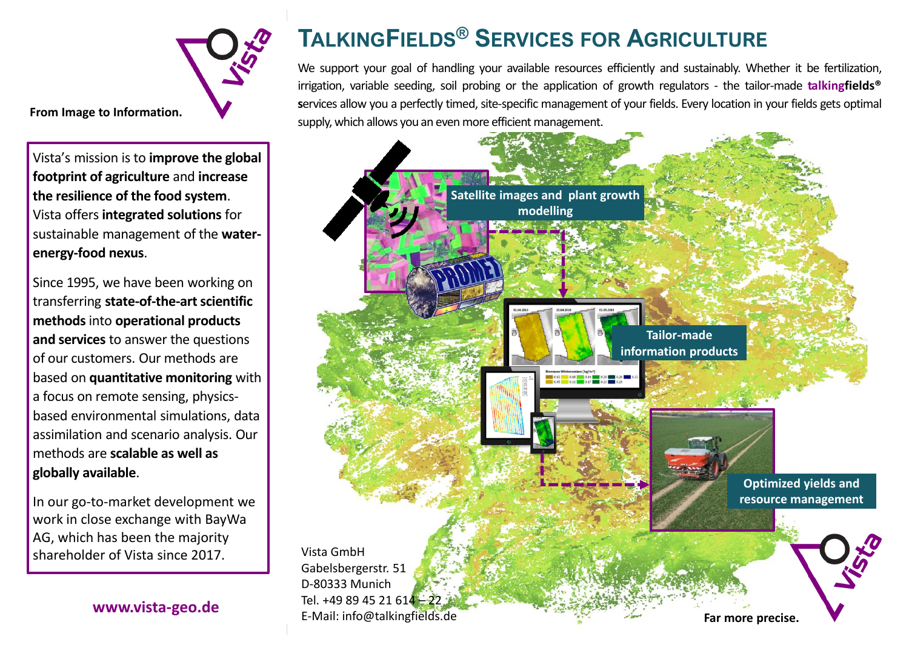From Image to Information.

Vista's mission is to **improve the global footprint of agriculture** and **increase the resilience of the food system**. Vista offers **integrated solutions** for sustainable management of the **water-energy-food nexus**.

Since 1995, we have been working on transferring **state-of-the-art scientific methods** into **operational products and services** to answer the questions of our customers. Our methods are based on **quantitative monitoring** with a focus on remote sensing, physics-based environmental simulations, data assimilation and scenario analysis. Our methods are **scalable as well as globally available**.

In our go-to-market development we work in close exchange with BayWa AG, which has been the majority shareholder of Vista since 2017.

**www.vista-geo.de**

# TalkingFields® Services for Agriculture

We support your goal of handling your available resources efficiently and sustainably. Whether it be fertilization, irrigation, variable seeding, soil probing or the application of growth regulators - the tailor-made **talkingfields®** **s**ervices allow you a perfectly timed, site-specific management of your fields. Every location in your fields gets optimal supply, which allows you an even more efficient management.

**Satellite images and plant growth modelling**

**Tailor-made information products**

**Optimized yields and resource management**

Vista GmbH
Gabelsbergerstr. 51
D-80333 Munich
Tel. +49 89 45 21 614 – 22
E-Mail: info@talkingfields.de

**Far more precise.**